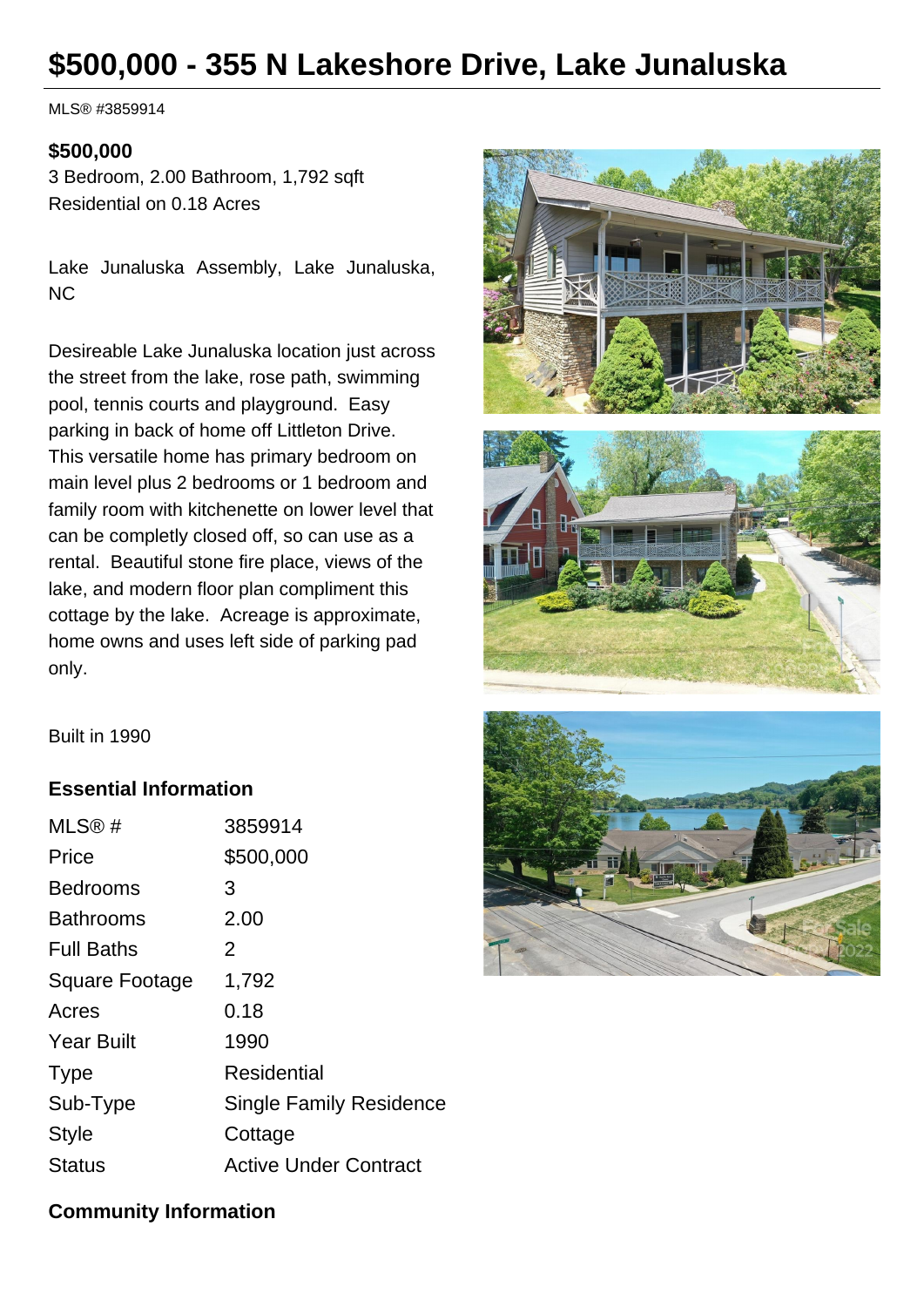# $500,000 - 355 N Lakeshore Drive, Lake Junaluska

MLS® #3859914

**$500,000**
3 Bedroom, 2.00 Bathroom, 1,792 sqft
Residential on 0.18 Acres

Lake Junaluska Assembly, Lake Junaluska, NC

Desireable Lake Junaluska location just across the street from the lake, rose path, swimming pool, tennis courts and playground. Easy parking in back of home off Littleton Drive. This versatile home has primary bedroom on main level plus 2 bedrooms or 1 bedroom and family room with kitchenette on lower level that can be completly closed off, so can use as a rental. Beautiful stone fire place, views of the lake, and modern floor plan compliment this cottage by the lake. Acreage is approximate, home owns and uses left side of parking pad only.

Built in 1990

### Essential Information

| | |
|---|---|
| MLS® # | 3859914 |
| Price | $500,000 |
| Bedrooms | 3 |
| Bathrooms | 2.00 |
| Full Baths | 2 |
| Square Footage | 1,792 |
| Acres | 0.18 |
| Year Built | 1990 |
| Type | Residential |
| Sub-Type | Single Family Residence |
| Style | Cottage |
| Status | Active Under Contract |

### Community Information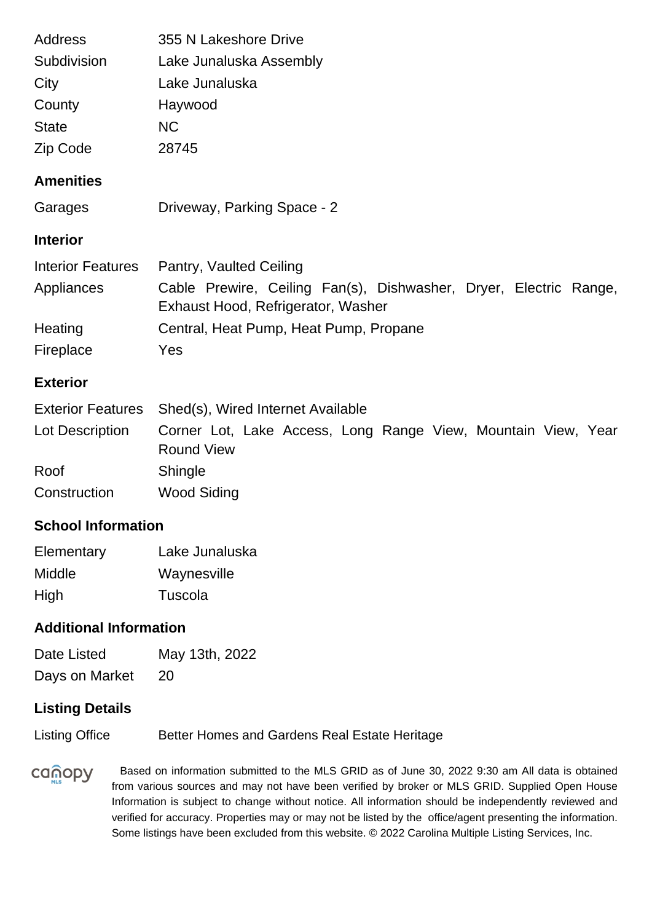| | |
|---|---|
| Address | 355 N Lakeshore Drive |
| Subdivision | Lake Junaluska Assembly |
| City | Lake Junaluska |
| County | Haywood |
| State | NC |
| Zip Code | 28745 |

## Amenities

| | |
|---|---|
| Garages | Driveway, Parking Space - 2 |

## Interior

| | |
|---|---|
| Interior Features | Pantry, Vaulted Ceiling |
| Appliances | Cable Prewire, Ceiling Fan(s), Dishwasher, Dryer, Electric Range, Exhaust Hood, Refrigerator, Washer |
| Heating | Central, Heat Pump, Heat Pump, Propane |
| Fireplace | Yes |

## Exterior

| | |
|---|---|
| Exterior Features | Shed(s), Wired Internet Available |
| Lot Description | Corner Lot, Lake Access, Long Range View, Mountain View, Year Round View |
| Roof | Shingle |
| Construction | Wood Siding |

## School Information

| | |
|---|---|
| Elementary | Lake Junaluska |
| Middle | Waynesville |
| High | Tuscola |

## Additional Information

| | |
|---|---|
| Date Listed | May 13th, 2022 |
| Days on Market | 20 |

## Listing Details

| | |
|---|---|
| Listing Office | Better Homes and Gardens Real Estate Heritage |

Based on information submitted to the MLS GRID as of June 30, 2022 9:30 am All data is obtained from various sources and may not have been verified by broker or MLS GRID. Supplied Open House Information is subject to change without notice. All information should be independently reviewed and verified for accuracy. Properties may or may not be listed by the office/agent presenting the information. Some listings have been excluded from this website. © 2022 Carolina Multiple Listing Services, Inc.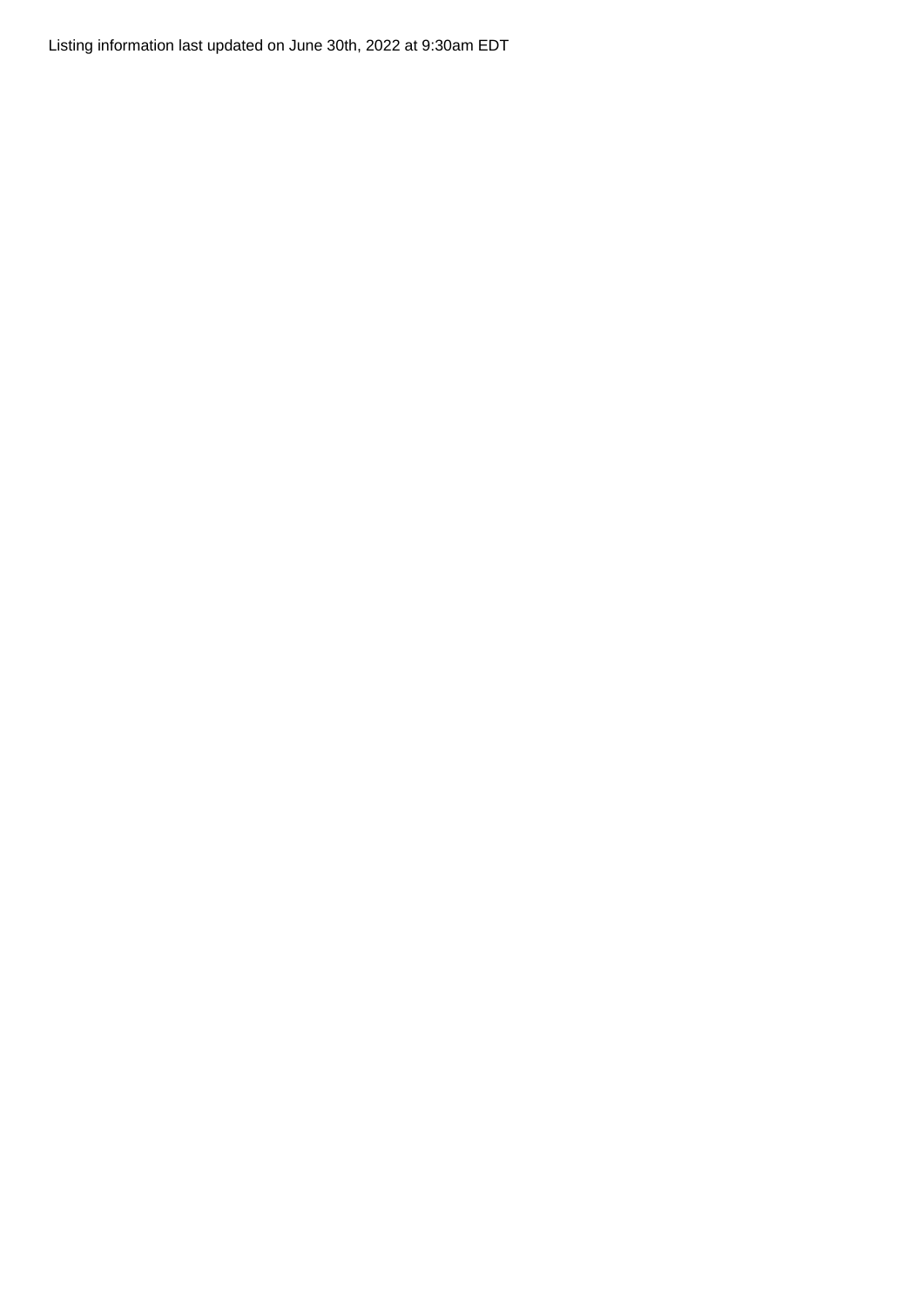Listing information last updated on June 30th, 2022 at 9:30am EDT